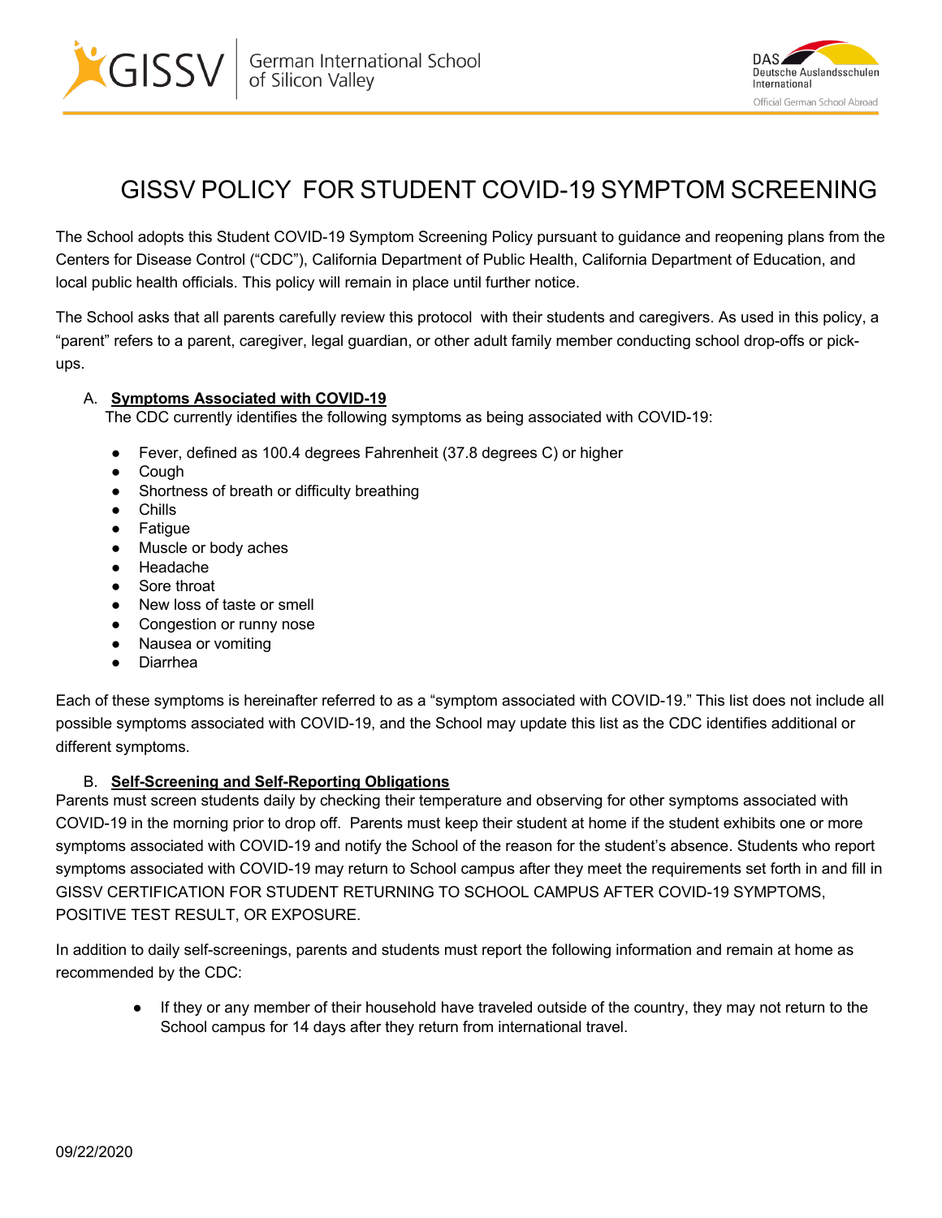# GISSV POLICY FOR STUDENT COVID-19 SYMPTOM SCREENING

The School adopts this Student COVID-19 Symptom Screening Policy pursuant to guidance and reopening plans from the Centers for Disease Control ("CDC"), California Department of Public Health, California Department of Education, and local public health officials. This policy will remain in place until further notice.

The School asks that all parents carefully review this protocol with their students and caregivers. As used in this policy, a "parent" refers to a parent, caregiver, legal guardian, or other adult family member conducting school drop-offs or pick-ups.

## A. Symptoms Associated with COVID-19

The CDC currently identifies the following symptoms as being associated with COVID-19:

- Fever, defined as 100.4 degrees Fahrenheit (37.8 degrees C) or higher
- Cough
- Shortness of breath or difficulty breathing
- Chills
- Fatigue
- Muscle or body aches
- Headache
- Sore throat
- New loss of taste or smell
- Congestion or runny nose
- Nausea or vomiting
- Diarrhea

Each of these symptoms is hereinafter referred to as a "symptom associated with COVID-19." This list does not include all possible symptoms associated with COVID-19, and the School may update this list as the CDC identifies additional or different symptoms.

## B. Self-Screening and Self-Reporting Obligations

Parents must screen students daily by checking their temperature and observing for other symptoms associated with COVID-19 in the morning prior to drop off. Parents must keep their student at home if the student exhibits one or more symptoms associated with COVID-19 and notify the School of the reason for the student's absence. Students who report symptoms associated with COVID-19 may return to School campus after they meet the requirements set forth in and fill in GISSV CERTIFICATION FOR STUDENT RETURNING TO SCHOOL CAMPUS AFTER COVID-19 SYMPTOMS, POSITIVE TEST RESULT, OR EXPOSURE.

In addition to daily self-screenings, parents and students must report the following information and remain at home as recommended by the CDC:

- If they or any member of their household have traveled outside of the country, they may not return to the School campus for 14 days after they return from international travel.

09/22/2020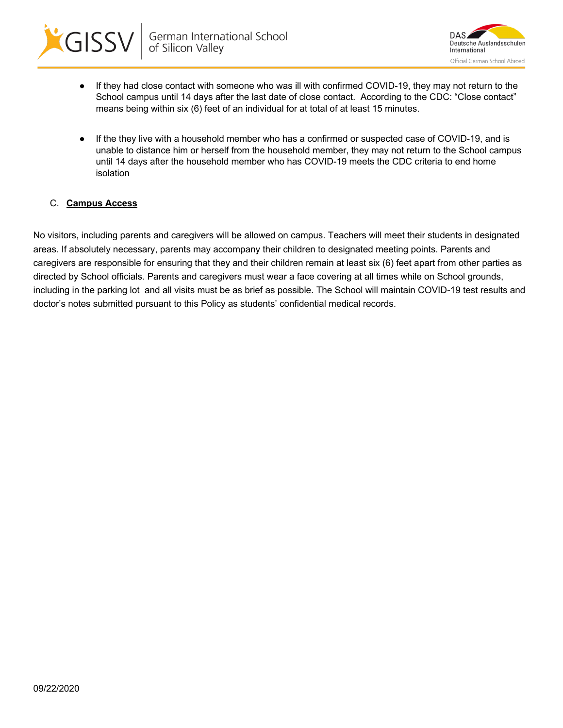- If they had close contact with someone who was ill with confirmed COVID-19, they may not return to the School campus until 14 days after the last date of close contact. According to the CDC: "Close contact" means being within six (6) feet of an individual for at total of at least 15 minutes.

- If the they live with a household member who has a confirmed or suspected case of COVID-19, and is unable to distance him or herself from the household member, they may not return to the School campus until 14 days after the household member who has COVID-19 meets the CDC criteria to end home isolation

C. **Campus Access**

No visitors, including parents and caregivers will be allowed on campus. Teachers will meet their students in designated areas. If absolutely necessary, parents may accompany their children to designated meeting points. Parents and caregivers are responsible for ensuring that they and their children remain at least six (6) feet apart from other parties as directed by School officials. Parents and caregivers must wear a face covering at all times while on School grounds, including in the parking lot and all visits must be as brief as possible. The School will maintain COVID-19 test results and doctor's notes submitted pursuant to this Policy as students' confidential medical records.

09/22/2020